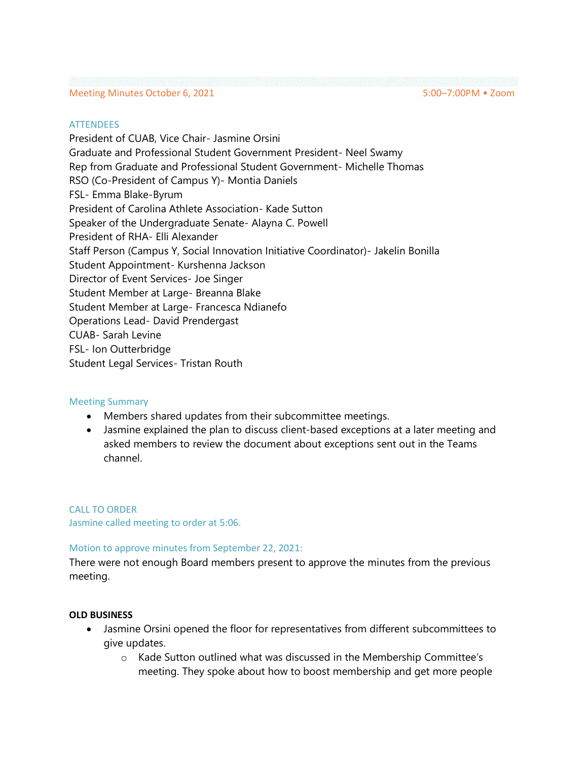Meeting Minutes October 6, 2021 — 5:00–7:00PM • Zoom

## ATTENDEES

President of CUAB, Vice Chair- Jasmine Orsini
Graduate and Professional Student Government President- Neel Swamy
Rep from Graduate and Professional Student Government- Michelle Thomas
RSO (Co-President of Campus Y)- Montia Daniels
FSL- Emma Blake-Byrum
President of Carolina Athlete Association- Kade Sutton
Speaker of the Undergraduate Senate- Alayna C. Powell
President of RHA- Elli Alexander
Staff Person (Campus Y, Social Innovation Initiative Coordinator)- Jakelin Bonilla
Student Appointment- Kurshenna Jackson
Director of Event Services- Joe Singer
Student Member at Large- Breanna Blake
Student Member at Large- Francesca Ndianefo
Operations Lead- David Prendergast
CUAB- Sarah Levine
FSL- Ion Outterbridge
Student Legal Services- Tristan Routh

## Meeting Summary

- Members shared updates from their subcommittee meetings.
- Jasmine explained the plan to discuss client-based exceptions at a later meeting and asked members to review the document about exceptions sent out in the Teams channel.

## CALL TO ORDER

Jasmine called meeting to order at 5:06.

### Motion to approve minutes from September 22, 2021:

There were not enough Board members present to approve the minutes from the previous meeting.

**OLD BUSINESS**

- Jasmine Orsini opened the floor for representatives from different subcommittees to give updates.
  - Kade Sutton outlined what was discussed in the Membership Committee's meeting. They spoke about how to boost membership and get more people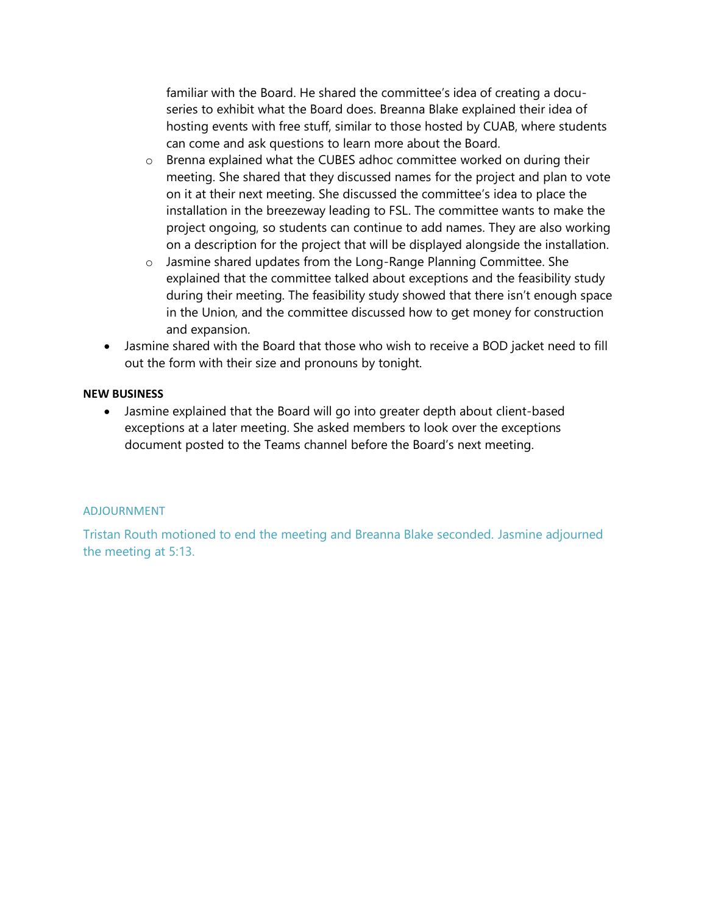familiar with the Board. He shared the committee's idea of creating a docu-series to exhibit what the Board does. Breanna Blake explained their idea of hosting events with free stuff, similar to those hosted by CUAB, where students can come and ask questions to learn more about the Board.
  - Brenna explained what the CUBES adhoc committee worked on during their meeting. She shared that they discussed names for the project and plan to vote on it at their next meeting. She discussed the committee's idea to place the installation in the breezeway leading to FSL. The committee wants to make the project ongoing, so students can continue to add names. They are also working on a description for the project that will be displayed alongside the installation.
  - Jasmine shared updates from the Long-Range Planning Committee. She explained that the committee talked about exceptions and the feasibility study during their meeting. The feasibility study showed that there isn't enough space in the Union, and the committee discussed how to get money for construction and expansion.
- Jasmine shared with the Board that those who wish to receive a BOD jacket need to fill out the form with their size and pronouns by tonight.

**NEW BUSINESS**

- Jasmine explained that the Board will go into greater depth about client-based exceptions at a later meeting. She asked members to look over the exceptions document posted to the Teams channel before the Board's next meeting.

## ADJOURNMENT

Tristan Routh motioned to end the meeting and Breanna Blake seconded. Jasmine adjourned the meeting at 5:13.